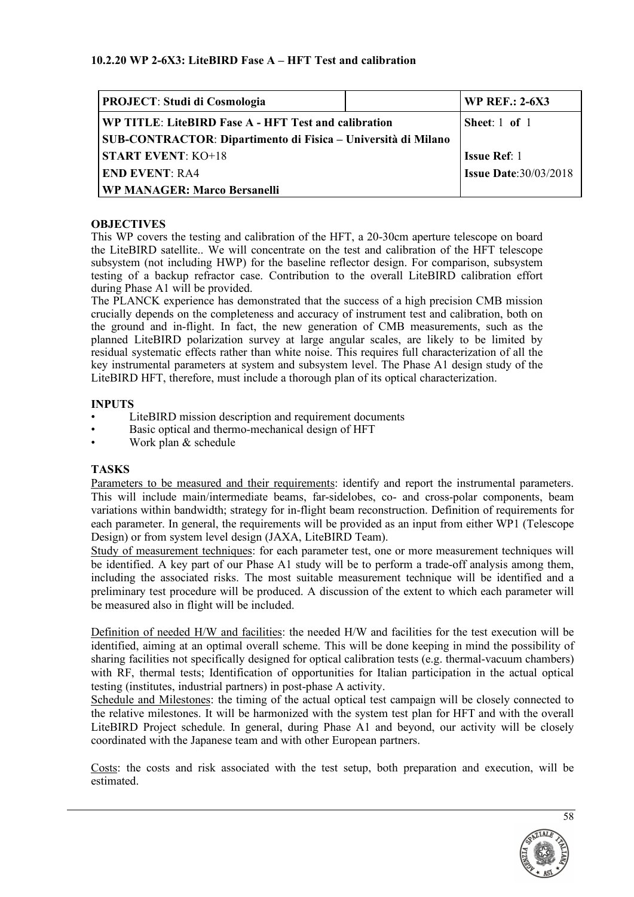### 10.2.20 WP 2-6X3: LiteBIRD Fase A – HFT Test and calibration

| **PROJECT**: Studi di Cosmologia | | **WP REF.: 2-6X3** |
|---|---|---|
| **WP TITLE**: LiteBIRD Fase A - HFT Test and calibration | | **Sheet**: 1 **of** 1 |
| **SUB-CONTRACTOR**: Dipartimento di Fisica – Università di Milano | | |
| **START EVENT**: KO+18 | | **Issue Ref**: 1 |
| **END EVENT**: RA4 | | **Issue Date**:30/03/2018 |
| **WP MANAGER: Marco Bersanelli** | | |

**OBJECTIVES**

This WP covers the testing and calibration of the HFT, a 20-30cm aperture telescope on board the LiteBIRD satellite.. We will concentrate on the test and calibration of the HFT telescope subsystem (not including HWP) for the baseline reflector design. For comparison, subsystem testing of a backup refractor case. Contribution to the overall LiteBIRD calibration effort during Phase A1 will be provided.

The PLANCK experience has demonstrated that the success of a high precision CMB mission crucially depends on the completeness and accuracy of instrument test and calibration, both on the ground and in-flight. In fact, the new generation of CMB measurements, such as the planned LiteBIRD polarization survey at large angular scales, are likely to be limited by residual systematic effects rather than white noise. This requires full characterization of all the key instrumental parameters at system and subsystem level. The Phase A1 design study of the LiteBIRD HFT, therefore, must include a thorough plan of its optical characterization.

**INPUTS**

- LiteBIRD mission description and requirement documents
- Basic optical and thermo-mechanical design of HFT
- Work plan & schedule

**TASKS**

Parameters to be measured and their requirements: identify and report the instrumental parameters. This will include main/intermediate beams, far-sidelobes, co- and cross-polar components, beam variations within bandwidth; strategy for in-flight beam reconstruction. Definition of requirements for each parameter. In general, the requirements will be provided as an input from either WP1 (Telescope Design) or from system level design (JAXA, LiteBIRD Team).

Study of measurement techniques: for each parameter test, one or more measurement techniques will be identified. A key part of our Phase A1 study will be to perform a trade-off analysis among them, including the associated risks. The most suitable measurement technique will be identified and a preliminary test procedure will be produced. A discussion of the extent to which each parameter will be measured also in flight will be included.

Definition of needed H/W and facilities: the needed H/W and facilities for the test execution will be identified, aiming at an optimal overall scheme. This will be done keeping in mind the possibility of sharing facilities not specifically designed for optical calibration tests (e.g. thermal-vacuum chambers) with RF, thermal tests; Identification of opportunities for Italian participation in the actual optical testing (institutes, industrial partners) in post-phase A activity.

Schedule and Milestones: the timing of the actual optical test campaign will be closely connected to the relative milestones. It will be harmonized with the system test plan for HFT and with the overall LiteBIRD Project schedule. In general, during Phase A1 and beyond, our activity will be closely coordinated with the Japanese team and with other European partners.

Costs: the costs and risk associated with the test setup, both preparation and execution, will be estimated.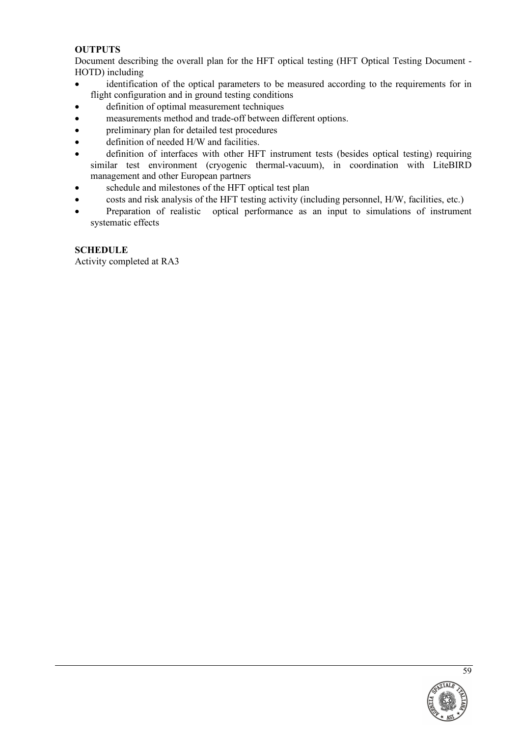**OUTPUTS**

Document describing the overall plan for the HFT optical testing (HFT Optical Testing Document - HOTD) including

- identification of the optical parameters to be measured according to the requirements for in flight configuration and in ground testing conditions
- definition of optimal measurement techniques
- measurements method and trade-off between different options.
- preliminary plan for detailed test procedures
- definition of needed H/W and facilities.
- definition of interfaces with other HFT instrument tests (besides optical testing) requiring similar test environment (cryogenic thermal-vacuum), in coordination with LiteBIRD management and other European partners
- schedule and milestones of the HFT optical test plan
- costs and risk analysis of the HFT testing activity (including personnel, H/W, facilities, etc.)
- Preparation of realistic optical performance as an input to simulations of instrument systematic effects

**SCHEDULE**

Activity completed at RA3